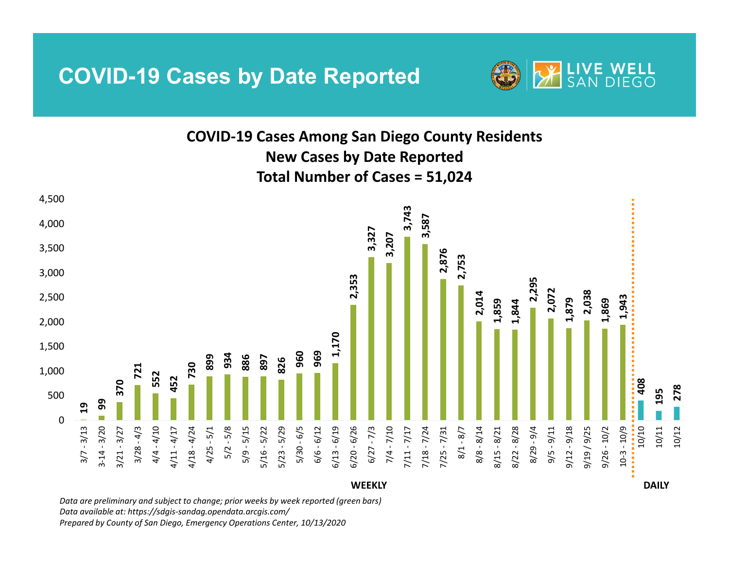# COVID-19 Cases by Date Reported

LIVE WELL SAN DIEGO

## COVID-19 Cases Among San Diego County Residents
## New Cases by Date Reported
## Total Number of Cases = 51,024

**WEEKLY**

| Week | Cases |
|---|---|
| 3/7 - 3/13 | 19 |
| 3-14 - 3/20 | 99 |
| 3/21 - 3/27 | 370 |
| 3/28 - 4/3 | 721 |
| 4/4 - 4/10 | 552 |
| 4/11 - 4/17 | 452 |
| 4/18 - 4/24 | 730 |
| 4/25 - 5/1 | 899 |
| 5/2 - 5/8 | 934 |
| 5/9 - 5/15 | 886 |
| 5/16 - 5/22 | 897 |
| 5/23 - 5/29 | 826 |
| 5/30 - 6/5 | 960 |
| 6/6 - 6/12 | 969 |
| 6/13 - 6/19 | 1,170 |
| 6/20 - 6/26 | 2,353 |
| 6/27 - 7/3 | 3,327 |
| 7/4 - 7/10 | 3,207 |
| 7/11 - 7/17 | 3,743 |
| 7/18 - 7/24 | 3,587 |
| 7/25 - 7/31 | 2,876 |
| 8/1 - 8/7 | 2,753 |
| 8/8 - 8/14 | 2,014 |
| 8/15 - 8/21 | 1,859 |
| 8/22 - 8/28 | 1,844 |
| 8/29 - 9/4 | 2,295 |
| 9/5 - 9/11 | 2,072 |
| 9/12 - 9/18 | 1,879 |
| 9/19 / 9/25 | 2,038 |
| 9/26 - 10/2 | 1,869 |
| 10-3 - 10/9 | 1,943 |

**DAILY**

| Date | Cases |
|---|---|
| 10/10 | 408 |
| 10/11 | 195 |
| 10/12 | 278 |

*Data are preliminary and subject to change; prior weeks by week reported (green bars)*
*Data available at: https://sdgis-sandag.opendata.arcgis.com/*
*Prepared by County of San Diego, Emergency Operations Center, 10/13/2020*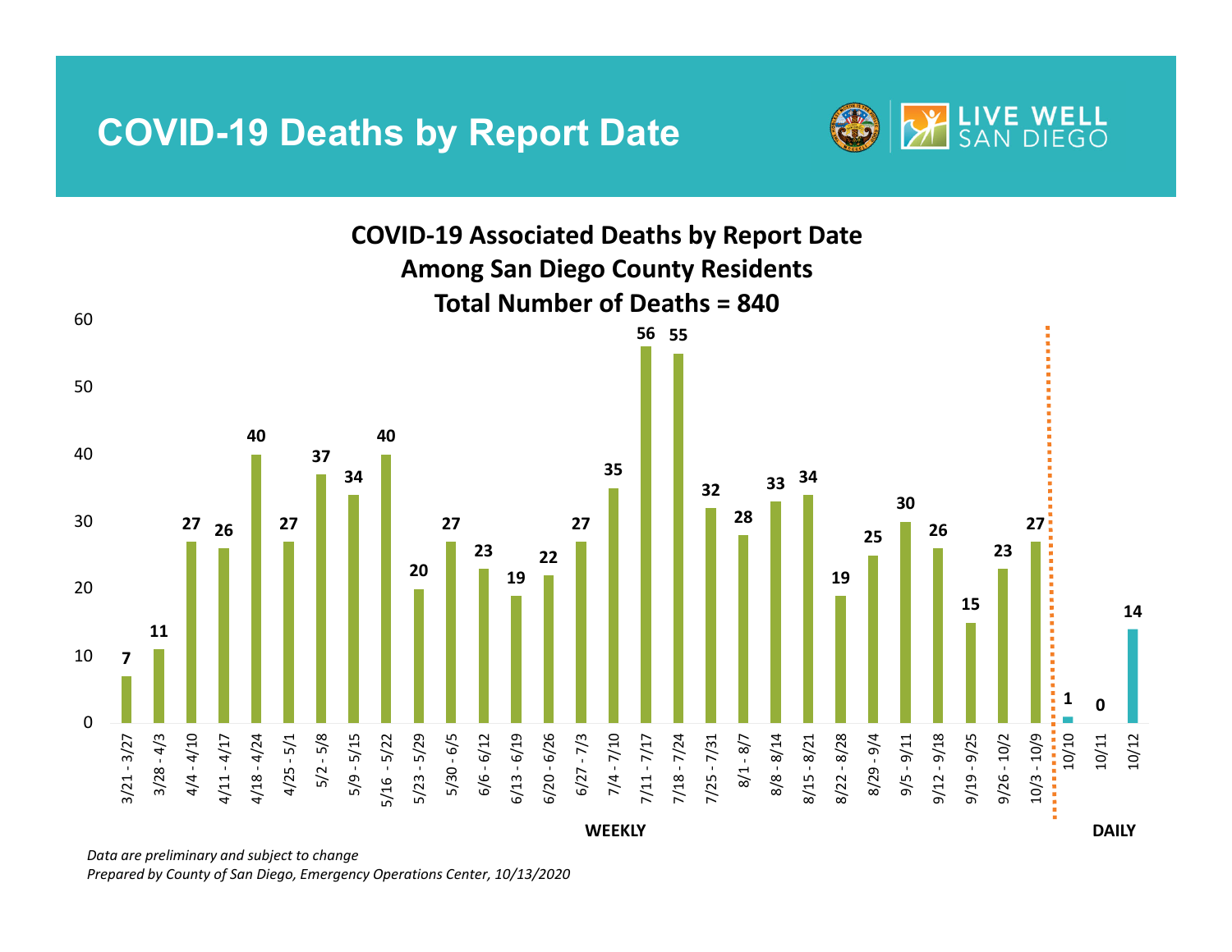# COVID-19 Deaths by Report Date

LIVE WELL SAN DIEGO

**COVID-19 Associated Deaths by Report Date**
**Among San Diego County Residents**
**Total Number of Deaths = 840**

60
50
40
30
20
10
0

7
11
27
26
40
27
37
34
40
20
27
23
19
22
27
35
56
55
32
28
33
34
19
25
30
26
15
23
27
1
0
14

3/21 - 3/27
3/28 - 4/3
4/4 - 4/10
4/11 - 4/17
4/18 - 4/24
4/25 - 5/1
5/2 - 5/8
5/9 - 5/15
5/16 - 5/22
5/23 - 5/29
5/30 - 6/5
6/6 - 6/12
6/13 - 6/19
6/20 - 6/26
6/27 - 7/3
7/4 - 7/10
7/11 - 7/17
7/18 - 7/24
7/25 - 7/31
8/1 - 8/7
8/8 - 8/14
8/15 - 8/21
8/22 - 8/28
8/29 - 9/4
9/5 - 9/11
9/12 - 9/18
9/19 - 9/25
9/26 - 10/2
10/3 - 10/9
10/10
10/11
10/12

**WEEKLY**

**DAILY**

*Data are preliminary and subject to change*
*Prepared by County of San Diego, Emergency Operations Center, 10/13/2020*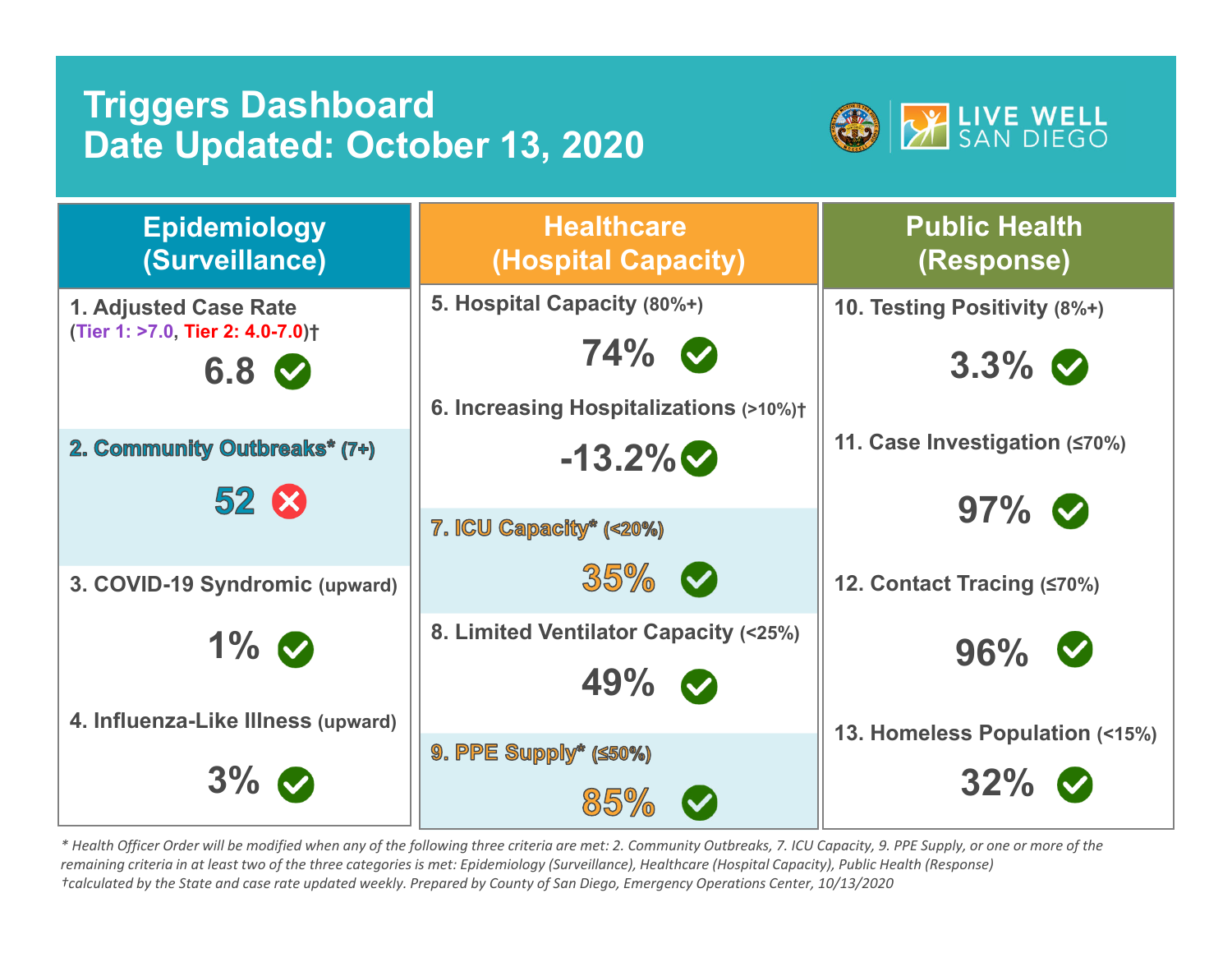# Triggers Dashboard
# Date Updated: October 13, 2020

LIVE WELL SAN DIEGO

## Epidemiology (Surveillance)

**1. Adjusted Case Rate** (Tier 1: >7.0, Tier 2: 4.0-7.0)†

**6.8** ✔

**2. Community Outbreaks*** (7+)

**52** ✘

**3. COVID-19 Syndromic** (upward)

**1%** ✔

**4. Influenza-Like Illness** (upward)

**3%** ✔

## Healthcare (Hospital Capacity)

**5. Hospital Capacity** (80%+)

**74%** ✔

**6. Increasing Hospitalizations** (>10%)†

**-13.2%** ✔

**7. ICU Capacity*** (<20%)

**35%** ✔

**8. Limited Ventilator Capacity** (<25%)

**49%** ✔

**9. PPE Supply*** (≤50%)

**85%** ✔

## Public Health (Response)

**10. Testing Positivity** (8%+)

**3.3%** ✔

**11. Case Investigation** (≤70%)

**97%** ✔

**12. Contact Tracing** (≤70%)

**96%** ✔

**13. Homeless Population** (<15%)

**32%** ✔

*\* Health Officer Order will be modified when any of the following three criteria are met: 2. Community Outbreaks, 7. ICU Capacity, 9. PPE Supply, or one or more of the remaining criteria in at least two of the three categories is met: Epidemiology (Surveillance), Healthcare (Hospital Capacity), Public Health (Response)*

*†calculated by the State and case rate updated weekly. Prepared by County of San Diego, Emergency Operations Center, 10/13/2020*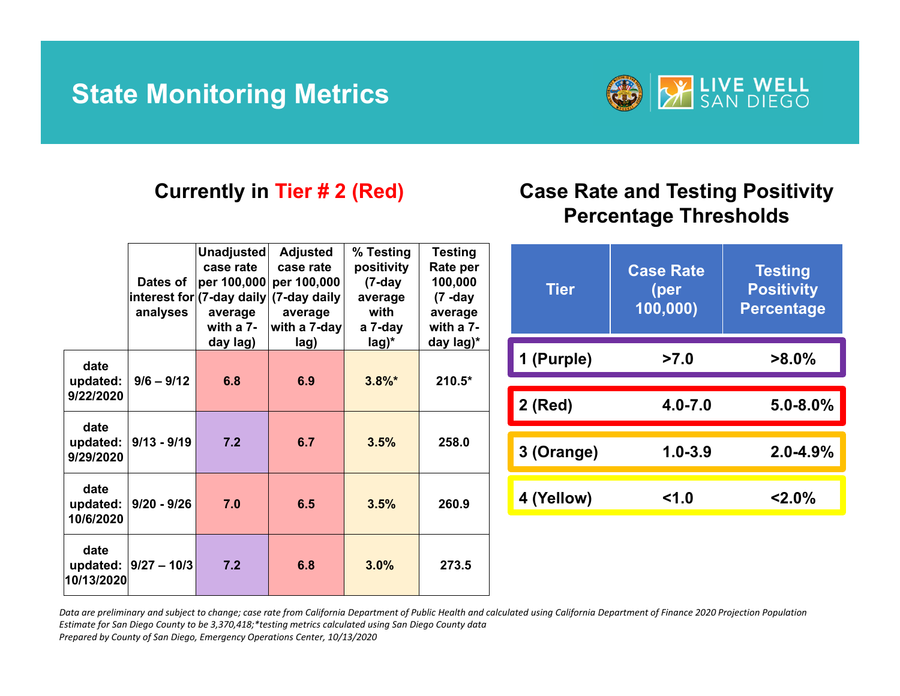# State Monitoring Metrics

LIVE WELL SAN DIEGO

## Currently in Tier # 2 (Red)

| | Dates of interest for analyses | Unadjusted case rate per 100,000 (7-day daily average with a 7-day lag) | Adjusted case rate per 100,000 (7-day daily average with a 7-day lag) | % Testing positivity (7-day average with a 7-day lag)* | Testing Rate per 100,000 (7 -day average with a 7-day lag)* |
|---|---|---|---|---|---|
| date updated: 9/22/2020 | 9/6 – 9/12 | 6.8 | 6.9 | 3.8%* | 210.5* |
| date updated: 9/29/2020 | 9/13 - 9/19 | 7.2 | 6.7 | 3.5% | 258.0 |
| date updated: 10/6/2020 | 9/20 - 9/26 | 7.0 | 6.5 | 3.5% | 260.9 |
| date updated: 10/13/2020 | 9/27 – 10/3 | 7.2 | 6.8 | 3.0% | 273.5 |

## Case Rate and Testing Positivity Percentage Thresholds

| Tier | Case Rate (per 100,000) | Testing Positivity Percentage |
|---|---|---|
| 1 (Purple) | >7.0 | >8.0% |
| 2 (Red) | 4.0-7.0 | 5.0-8.0% |
| 3 (Orange) | 1.0-3.9 | 2.0-4.9% |
| 4 (Yellow) | <1.0 | <2.0% |

*Data are preliminary and subject to change; case rate from California Department of Public Health and calculated using California Department of Finance 2020 Projection Population Estimate for San Diego County to be 3,370,418;*testing metrics calculated using San Diego County data*
*Prepared by County of San Diego, Emergency Operations Center, 10/13/2020*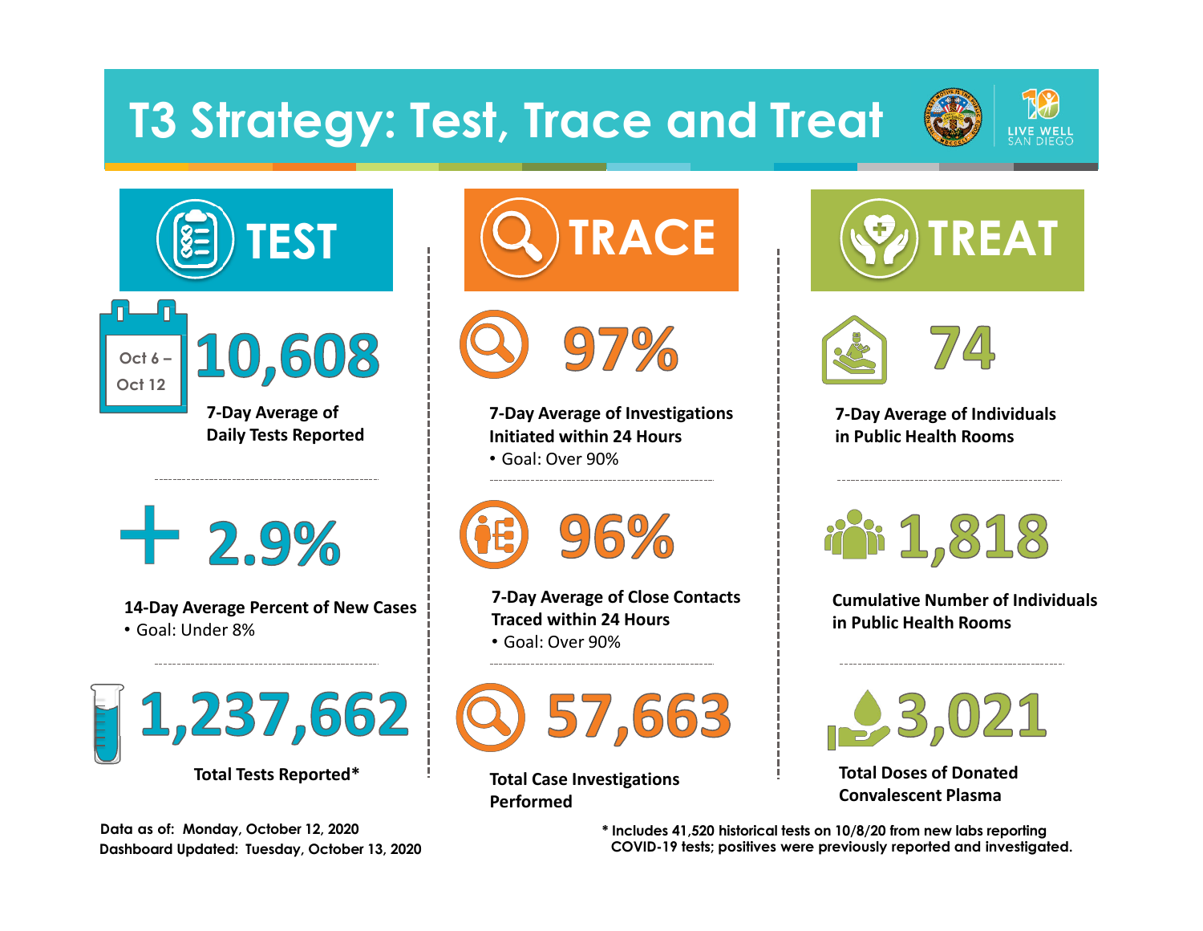# T3 Strategy: Test, Trace and Treat

LIVE WELL SAN DIEGO

## TEST

Oct 6 – Oct 12

**10,608**

**7-Day Average of Daily Tests Reported**

**2.9%**

**14-Day Average Percent of New Cases**

- Goal: Under 8%

**1,237,662**

**Total Tests Reported***

## TRACE

**97%**

**7-Day Average of Investigations Initiated within 24 Hours**

- Goal: Over 90%

**96%**

**7-Day Average of Close Contacts Traced within 24 Hours**

- Goal: Over 90%

**57,663**

**Total Case Investigations Performed**

## TREAT

**74**

**7-Day Average of Individuals in Public Health Rooms**

**1,818**

**Cumulative Number of Individuals in Public Health Rooms**

**3,021**

**Total Doses of Donated Convalescent Plasma**

Data as of: Monday, October 12, 2020
Dashboard Updated: Tuesday, October 13, 2020

* Includes 41,520 historical tests on 10/8/20 from new labs reporting COVID-19 tests; positives were previously reported and investigated.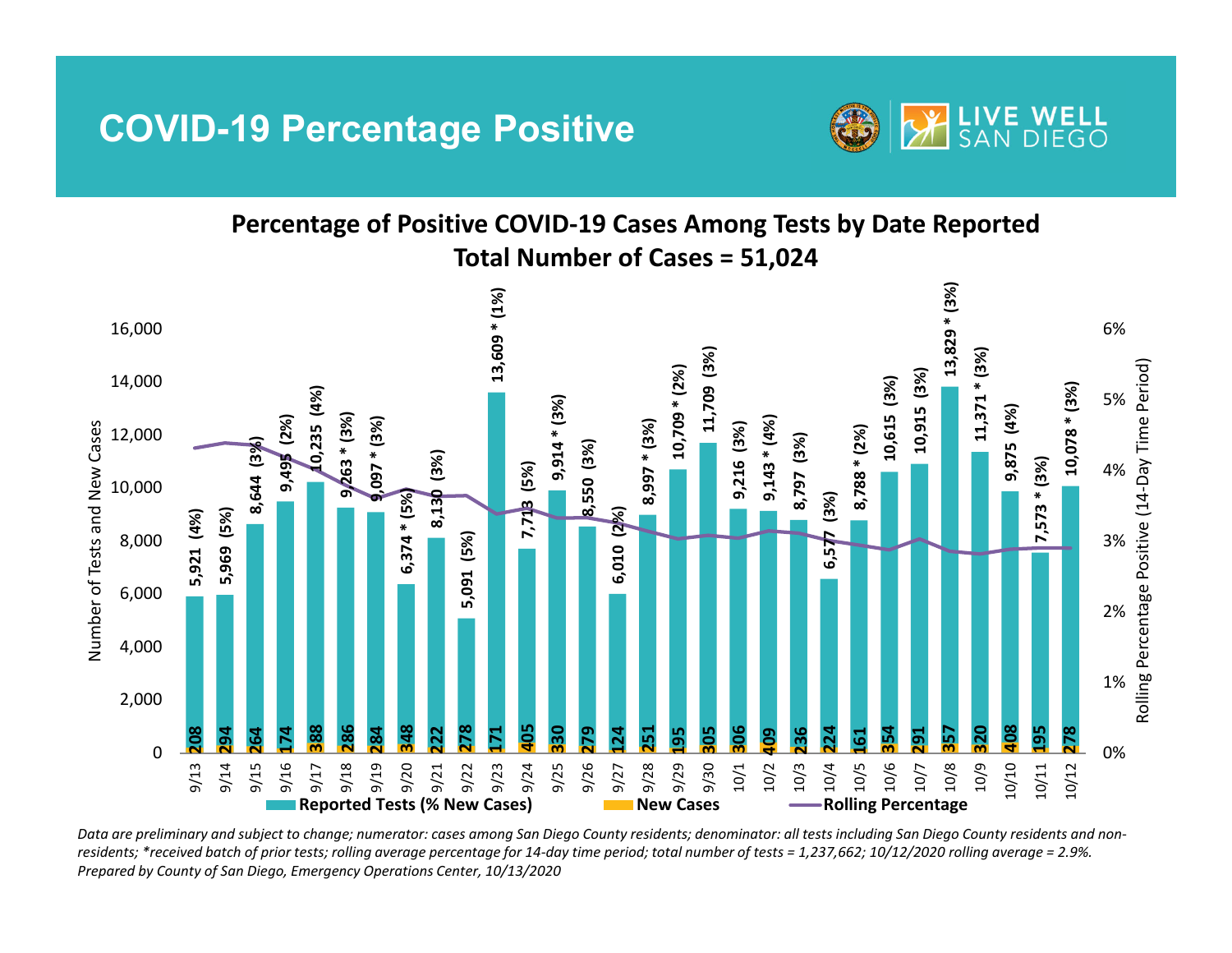# COVID-19 Percentage Positive

LIVE WELL SAN DIEGO

## Percentage of Positive COVID-19 Cases Among Tests by Date Reported
## Total Number of Cases = 51,024

Number of Tests and New Cases

16,000
14,000
12,000
10,000
8,000
6,000
4,000
2,000
0

Rolling Percentage Positive (14-Day Time Period)

6%
5%
4%
3%
2%
1%
0%

9/13: 5,921 (4%) — 208
9/14: 5,969 (5%) — 294
9/15: 8,644 (3%) — 264
9/16: 9,495 (2%) — 174
9/17: 10,235 (4%) — 388
9/18: 9,263 * (3%) — 286
9/19: 9,097 * (3%) — 284
9/20: 6,374 * (5%) — 348
9/21: 8,130 (3%) — 222
9/22: 5,091 (5%) — 278
9/23: 13,609 * (1%) — 171
9/24: 7,713 (5%) — 405
9/25: 9,914 * (3%) — 330
9/26: 8,550 (3%) — 279
9/27: 6,010 (2%) — 124
9/28: 8,997 * (3%) — 251
9/29: 10,709 * (2%) — 195
9/30: 11,709 (3%) — 305
10/1: 9,216 (3%) — 306
10/2: 9,143 * (4%) — 409
10/3: 8,797 (3%) — 236
10/4: 6,577 (3%) — 224
10/5: 8,788 * (2%) — 161
10/6: 10,615 (3%) — 354
10/7: 10,915 (3%) — 291
10/8: 13,829 * (3%) — 357
10/9: 11,371 * (3%) — 320
10/10: 9,875 (4%) — 408
10/11: 7,573 * (3%) — 195
10/12: 10,078 * (3%) — 278

Reported Tests (% New Cases) | New Cases | Rolling Percentage

*Data are preliminary and subject to change; numerator: cases among San Diego County residents; denominator: all tests including San Diego County residents and non-residents; *received batch of prior tests; rolling average percentage for 14-day time period; total number of tests = 1,237,662; 10/12/2020 rolling average = 2.9%. Prepared by County of San Diego, Emergency Operations Center, 10/13/2020*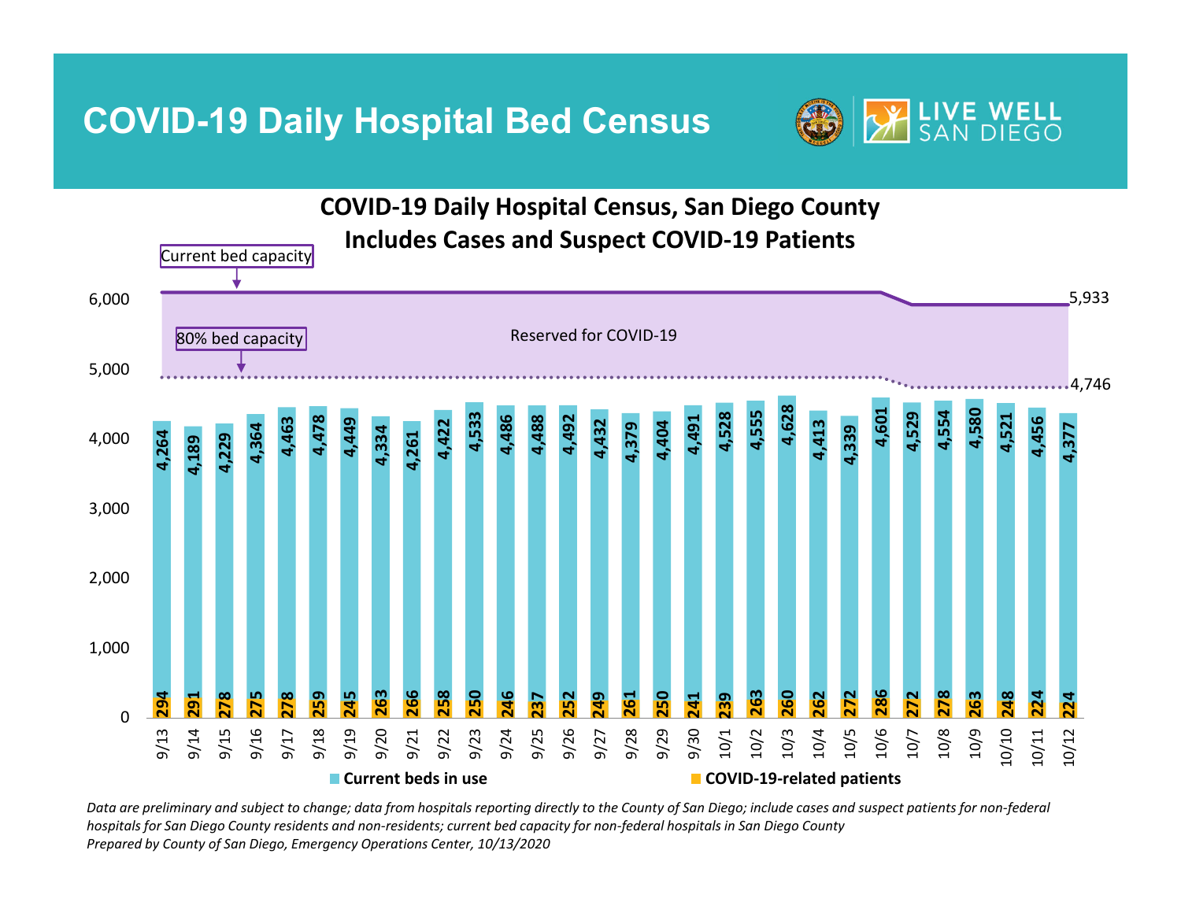# COVID-19 Daily Hospital Bed Census

LIVE WELL SAN DIEGO

## COVID-19 Daily Hospital Census, San Diego County
## Includes Cases and Suspect COVID-19 Patients

Current bed capacity

80% bed capacity

Reserved for COVID-19

5,933

4,746

6,000
5,000
4,000
3,000
2,000
1,000
0

9/13 9/14 9/15 9/16 9/17 9/18 9/19 9/20 9/21 9/22 9/23 9/24 9/25 9/26 9/27 9/28 9/29 9/30 10/1 10/2 10/3 10/4 10/5 10/6 10/7 10/8 10/9 10/10 10/11 10/12

4,264 4,189 4,229 4,364 4,463 4,478 4,449 4,334 4,261 4,422 4,533 4,486 4,488 4,492 4,432 4,379 4,404 4,491 4,528 4,555 4,628 4,413 4,339 4,601 4,529 4,554 4,580 4,521 4,456 4,377

294 291 278 275 278 259 245 263 266 258 250 246 237 252 249 261 250 241 239 263 260 262 272 286 272 278 263 248 224 224

Current beds in use

COVID-19-related patients

*Data are preliminary and subject to change; data from hospitals reporting directly to the County of San Diego; include cases and suspect patients for non-federal hospitals for San Diego County residents and non-residents; current bed capacity for non-federal hospitals in San Diego County*

*Prepared by County of San Diego, Emergency Operations Center, 10/13/2020*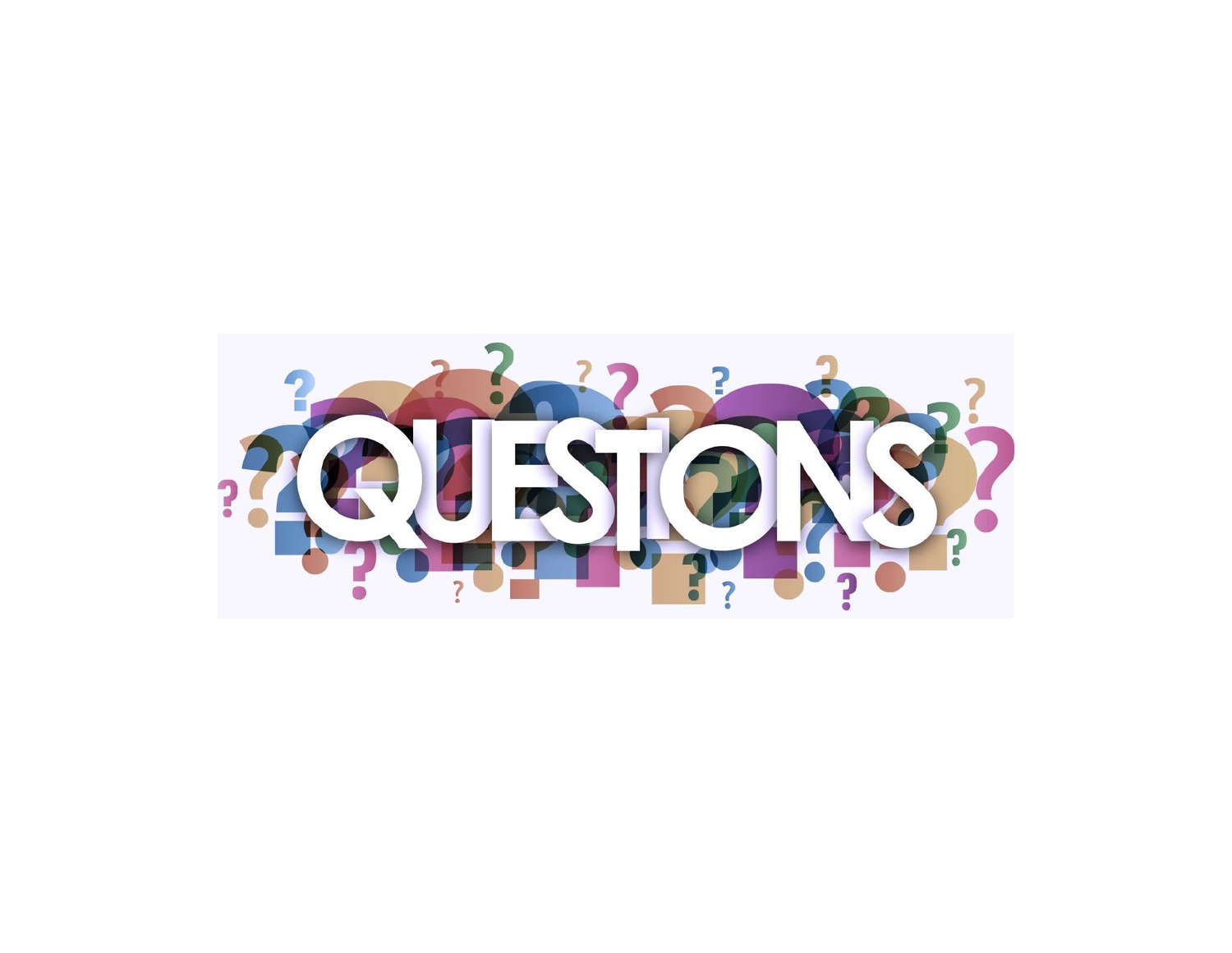QUESTIONS